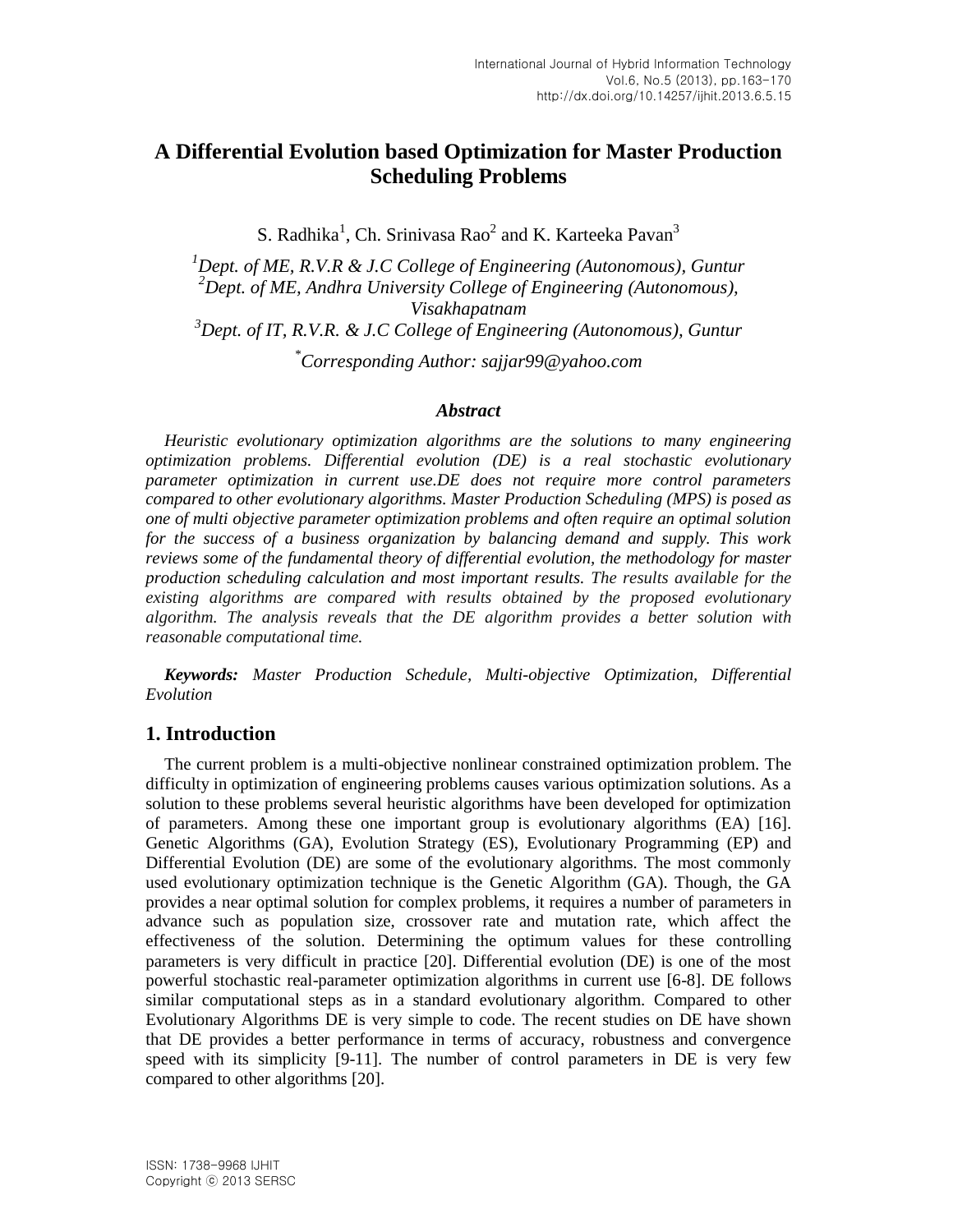# A Differential Evolution based Optimization for Master Production Scheduling Problems

S. Radhika[1], Ch. Srinivasa Rao[2] and K. Karteeka Pavan[3]

*[1]Dept. of ME, R.V.R & J.C College of Engineering (Autonomous), Guntur*
*[2]Dept. of ME, Andhra University College of Engineering (Autonomous), Visakhapatnam*
*[3]Dept. of IT, R.V.R. & J.C College of Engineering (Autonomous), Guntur*

*[*]Corresponding Author: sajjar99@yahoo.com*

### *Abstract*

*Heuristic evolutionary optimization algorithms are the solutions to many engineering optimization problems. Differential evolution (DE) is a real stochastic evolutionary parameter optimization in current use.DE does not require more control parameters compared to other evolutionary algorithms. Master Production Scheduling (MPS) is posed as one of multi objective parameter optimization problems and often require an optimal solution for the success of a business organization by balancing demand and supply. This work reviews some of the fundamental theory of differential evolution, the methodology for master production scheduling calculation and most important results. The results available for the existing algorithms are compared with results obtained by the proposed evolutionary algorithm. The analysis reveals that the DE algorithm provides a better solution with reasonable computational time.*

***Keywords:*** *Master Production Schedule, Multi-objective Optimization, Differential Evolution*

## 1. Introduction

The current problem is a multi-objective nonlinear constrained optimization problem. The difficulty in optimization of engineering problems causes various optimization solutions. As a solution to these problems several heuristic algorithms have been developed for optimization of parameters. Among these one important group is evolutionary algorithms (EA) [16]. Genetic Algorithms (GA), Evolution Strategy (ES), Evolutionary Programming (EP) and Differential Evolution (DE) are some of the evolutionary algorithms. The most commonly used evolutionary optimization technique is the Genetic Algorithm (GA). Though, the GA provides a near optimal solution for complex problems, it requires a number of parameters in advance such as population size, crossover rate and mutation rate, which affect the effectiveness of the solution. Determining the optimum values for these controlling parameters is very difficult in practice [20]. Differential evolution (DE) is one of the most powerful stochastic real-parameter optimization algorithms in current use [6-8]. DE follows similar computational steps as in a standard evolutionary algorithm. Compared to other Evolutionary Algorithms DE is very simple to code. The recent studies on DE have shown that DE provides a better performance in terms of accuracy, robustness and convergence speed with its simplicity [9-11]. The number of control parameters in DE is very few compared to other algorithms [20].

ISSN: 1738-9968 IJHIT
Copyright ⓒ 2013 SERSC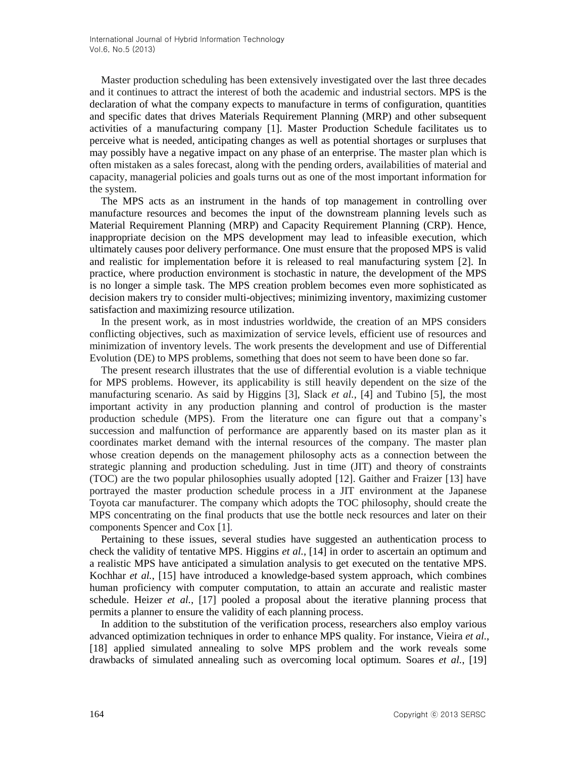Master production scheduling has been extensively investigated over the last three decades and it continues to attract the interest of both the academic and industrial sectors. MPS is the declaration of what the company expects to manufacture in terms of configuration, quantities and specific dates that drives Materials Requirement Planning (MRP) and other subsequent activities of a manufacturing company [1]. Master Production Schedule facilitates us to perceive what is needed, anticipating changes as well as potential shortages or surpluses that may possibly have a negative impact on any phase of an enterprise. The master plan which is often mistaken as a sales forecast, along with the pending orders, availabilities of material and capacity, managerial policies and goals turns out as one of the most important information for the system.

The MPS acts as an instrument in the hands of top management in controlling over manufacture resources and becomes the input of the downstream planning levels such as Material Requirement Planning (MRP) and Capacity Requirement Planning (CRP). Hence, inappropriate decision on the MPS development may lead to infeasible execution, which ultimately causes poor delivery performance. One must ensure that the proposed MPS is valid and realistic for implementation before it is released to real manufacturing system [2]. In practice, where production environment is stochastic in nature, the development of the MPS is no longer a simple task. The MPS creation problem becomes even more sophisticated as decision makers try to consider multi-objectives; minimizing inventory, maximizing customer satisfaction and maximizing resource utilization.

In the present work, as in most industries worldwide, the creation of an MPS considers conflicting objectives, such as maximization of service levels, efficient use of resources and minimization of inventory levels. The work presents the development and use of Differential Evolution (DE) to MPS problems, something that does not seem to have been done so far.

The present research illustrates that the use of differential evolution is a viable technique for MPS problems. However, its applicability is still heavily dependent on the size of the manufacturing scenario. As said by Higgins [3], Slack *et al.*, [4] and Tubino [5], the most important activity in any production planning and control of production is the master production schedule (MPS). From the literature one can figure out that a company's succession and malfunction of performance are apparently based on its master plan as it coordinates market demand with the internal resources of the company. The master plan whose creation depends on the management philosophy acts as a connection between the strategic planning and production scheduling. Just in time (JIT) and theory of constraints (TOC) are the two popular philosophies usually adopted [12]. Gaither and Fraizer [13] have portrayed the master production schedule process in a JIT environment at the Japanese Toyota car manufacturer. The company which adopts the TOC philosophy, should create the MPS concentrating on the final products that use the bottle neck resources and later on their components Spencer and Cox [1].

Pertaining to these issues, several studies have suggested an authentication process to check the validity of tentative MPS. Higgins *et al.*, [14] in order to ascertain an optimum and a realistic MPS have anticipated a simulation analysis to get executed on the tentative MPS. Kochhar *et al.*, [15] have introduced a knowledge-based system approach, which combines human proficiency with computer computation, to attain an accurate and realistic master schedule. Heizer *et al.*, [17] pooled a proposal about the iterative planning process that permits a planner to ensure the validity of each planning process.

In addition to the substitution of the verification process, researchers also employ various advanced optimization techniques in order to enhance MPS quality. For instance, Vieira *et al.*, [18] applied simulated annealing to solve MPS problem and the work reveals some drawbacks of simulated annealing such as overcoming local optimum. Soares *et al.*, [19]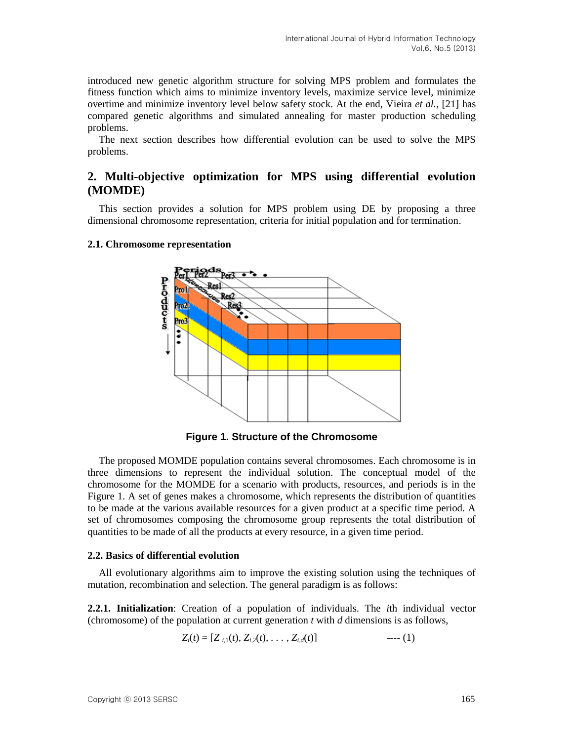introduced new genetic algorithm structure for solving MPS problem and formulates the fitness function which aims to minimize inventory levels, maximize service level, minimize overtime and minimize inventory level below safety stock. At the end, Vieira *et al.*, [21] has compared genetic algorithms and simulated annealing for master production scheduling problems.

The next section describes how differential evolution can be used to solve the MPS problems.

## 2. Multi-objective optimization for MPS using differential evolution (MOMDE)

This section provides a solution for MPS problem using DE by proposing a three dimensional chromosome representation, criteria for initial population and for termination.

### 2.1. Chromosome representation

**Figure 1. Structure of the Chromosome**

The proposed MOMDE population contains several chromosomes. Each chromosome is in three dimensions to represent the individual solution. The conceptual model of the chromosome for the MOMDE for a scenario with products, resources, and periods is in the Figure 1. A set of genes makes a chromosome, which represents the distribution of quantities to be made at the various available resources for a given product at a specific time period. A set of chromosomes composing the chromosome group represents the total distribution of quantities to be made of all the products at every resource, in a given time period.

### 2.2. Basics of differential evolution

All evolutionary algorithms aim to improve the existing solution using the techniques of mutation, recombination and selection. The general paradigm is as follows:

**2.2.1. Initialization**: Creation of a population of individuals. The *i*th individual vector (chromosome) of the population at current generation $t$ with $d$ dimensions is as follows,

$$Z_i(t) = [Z_{i,1}(t), Z_{i,2}(t), \ldots, Z_{i,d}(t)] \qquad \text{---- (1)}$$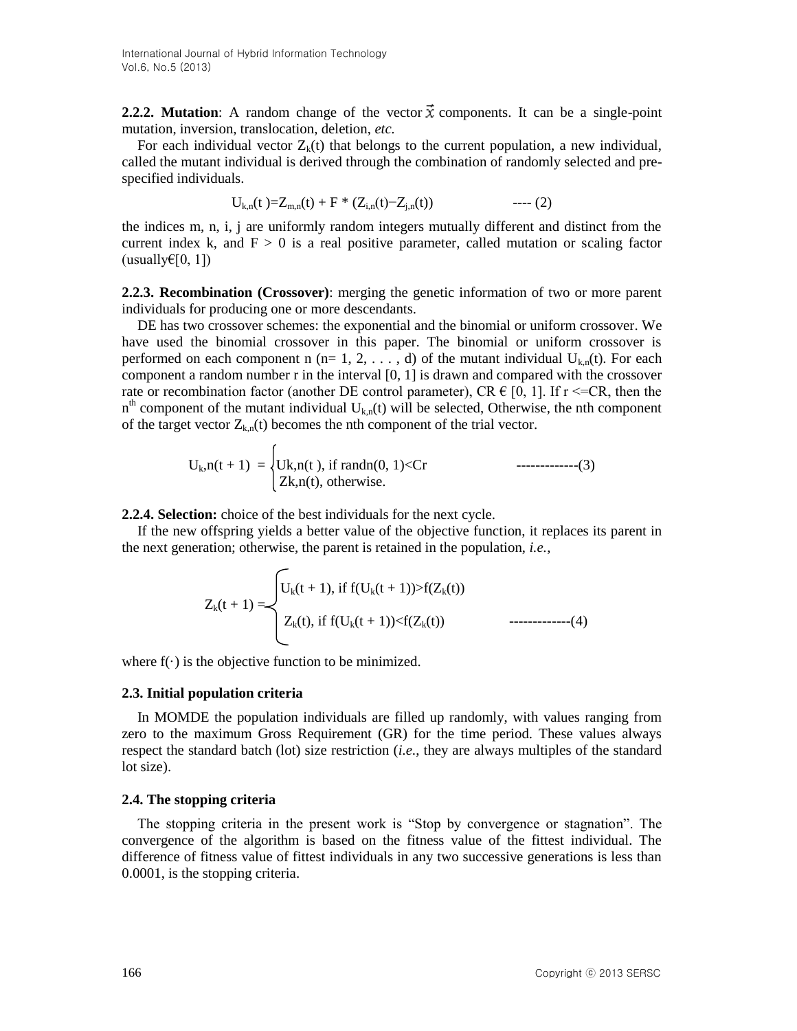**2.2.2. Mutation**: A random change of the vector $\vec{x}$ components. It can be a single-point mutation, inversion, translocation, deletion, *etc.*

For each individual vector $Z_k(t)$ that belongs to the current population, a new individual, called the mutant individual is derived through the combination of randomly selected and pre-specified individuals.

$$U_{k,n}(t) = Z_{m,n}(t) + F * (Z_{i,n}(t) - Z_{j,n}(t)) \quad \text{---- (2)}$$

the indices m, n, i, j are uniformly random integers mutually different and distinct from the current index k, and $F > 0$ is a real positive parameter, called mutation or scaling factor (usually€[0, 1])

**2.2.3. Recombination (Crossover)**: merging the genetic information of two or more parent individuals for producing one or more descendants.

DE has two crossover schemes: the exponential and the binomial or uniform crossover. We have used the binomial crossover in this paper. The binomial or uniform crossover is performed on each component n (n= 1, 2, . . . , d) of the mutant individual $U_{k,n}(t)$. For each component a random number r in the interval [0, 1] is drawn and compared with the crossover rate or recombination factor (another DE control parameter), CR € [0, 1]. If r <=CR, then the $n^{th}$ component of the mutant individual $U_{k,n}(t)$ will be selected, Otherwise, the nth component of the target vector $Z_{k,n}(t)$ becomes the nth component of the trial vector.

$$U_k,n(t+1) = \begin{cases} Uk,n(t), & \text{if } randn(0,1) < Cr \\ Zk,n(t), & \text{otherwise.} \end{cases} \quad \text{-------------(3)}$$

**2.2.4. Selection:** choice of the best individuals for the next cycle.

If the new offspring yields a better value of the objective function, it replaces its parent in the next generation; otherwise, the parent is retained in the population, *i.e.,*

$$Z_k(t+1) = \begin{cases} U_k(t+1), & \text{if } f(U_k(t+1)) > f(Z_k(t)) \\ Z_k(t), & \text{if } f(U_k(t+1)) < f(Z_k(t)) \end{cases} \quad \text{-------------(4)}$$

where f(·) is the objective function to be minimized.

### 2.3. Initial population criteria

In MOMDE the population individuals are filled up randomly, with values ranging from zero to the maximum Gross Requirement (GR) for the time period. These values always respect the standard batch (lot) size restriction (*i.e.,* they are always multiples of the standard lot size).

### 2.4. The stopping criteria

The stopping criteria in the present work is "Stop by convergence or stagnation". The convergence of the algorithm is based on the fitness value of the fittest individual. The difference of fitness value of fittest individuals in any two successive generations is less than 0.0001, is the stopping criteria.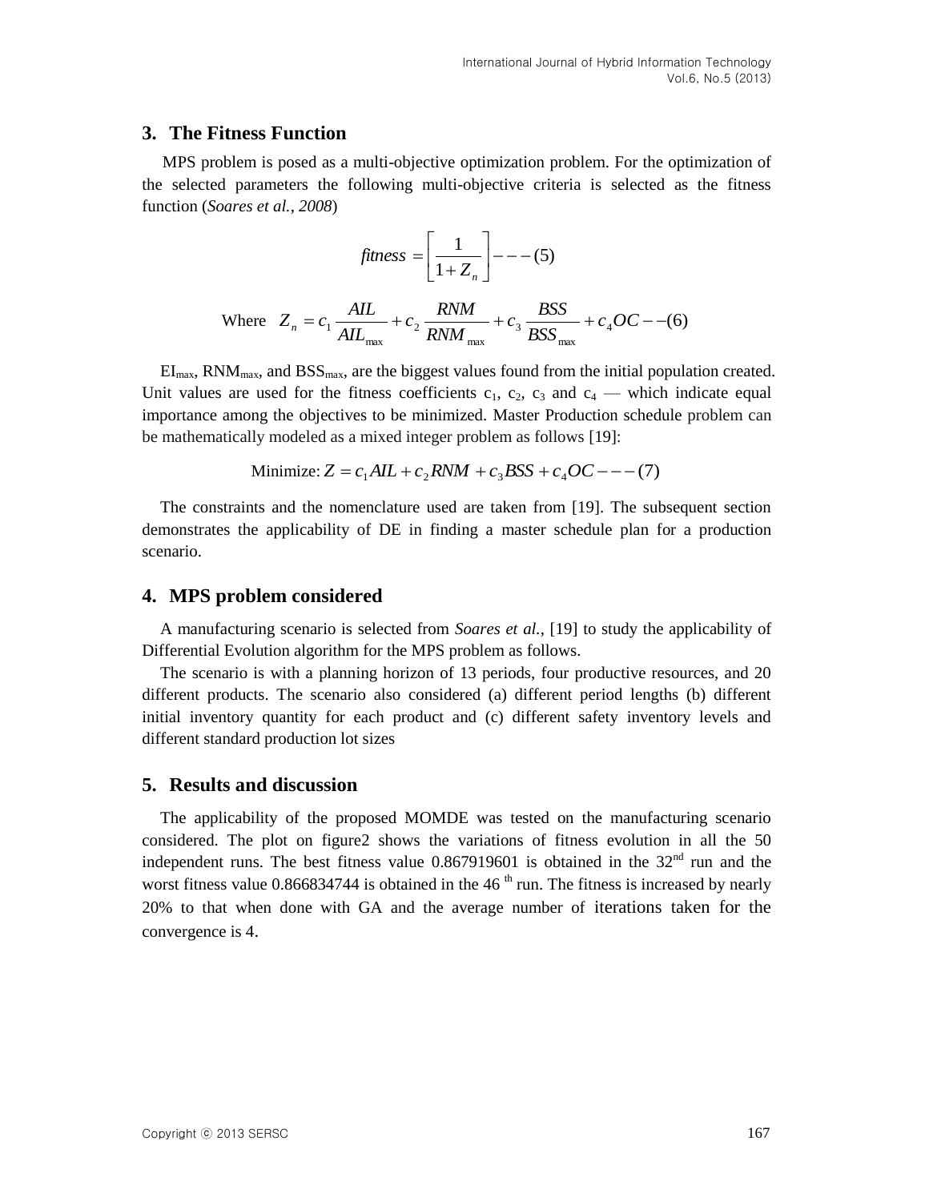## 3. The Fitness Function

MPS problem is posed as a multi-objective optimization problem. For the optimization of the selected parameters the following multi-objective criteria is selected as the fitness function (*Soares et al., 2008*)

$$fitness = \left[\frac{1}{1+Z_n}\right] --- (5)$$

Where $$Z_n = c_1\frac{AIL}{AIL_{\max}} + c_2\frac{RNM}{RNM_{\max}} + c_3\frac{BSS}{BSS_{\max}} + c_4 OC -- (6)$$

$EI_{max}$, $RNM_{max}$, and $BSS_{max}$, are the biggest values found from the initial population created. Unit values are used for the fitness coefficients $c_1$, $c_2$, $c_3$ and $c_4$ — which indicate equal importance among the objectives to be minimized. Master Production schedule problem can be mathematically modeled as a mixed integer problem as follows [19]:

$$\text{Minimize: } Z = c_1 AIL + c_2 RNM + c_3 BSS + c_4 OC --- (7)$$

The constraints and the nomenclature used are taken from [19]. The subsequent section demonstrates the applicability of DE in finding a master schedule plan for a production scenario.

## 4. MPS problem considered

A manufacturing scenario is selected from *Soares et al.*, [19] to study the applicability of Differential Evolution algorithm for the MPS problem as follows.

The scenario is with a planning horizon of 13 periods, four productive resources, and 20 different products. The scenario also considered (a) different period lengths (b) different initial inventory quantity for each product and (c) different safety inventory levels and different standard production lot sizes

## 5. Results and discussion

The applicability of the proposed MOMDE was tested on the manufacturing scenario considered. The plot on figure2 shows the variations of fitness evolution in all the 50 independent runs. The best fitness value 0.867919601 is obtained in the 32nd run and the worst fitness value 0.866834744 is obtained in the 46 th run. The fitness is increased by nearly 20% to that when done with GA and the average number of iterations taken for the convergence is 4.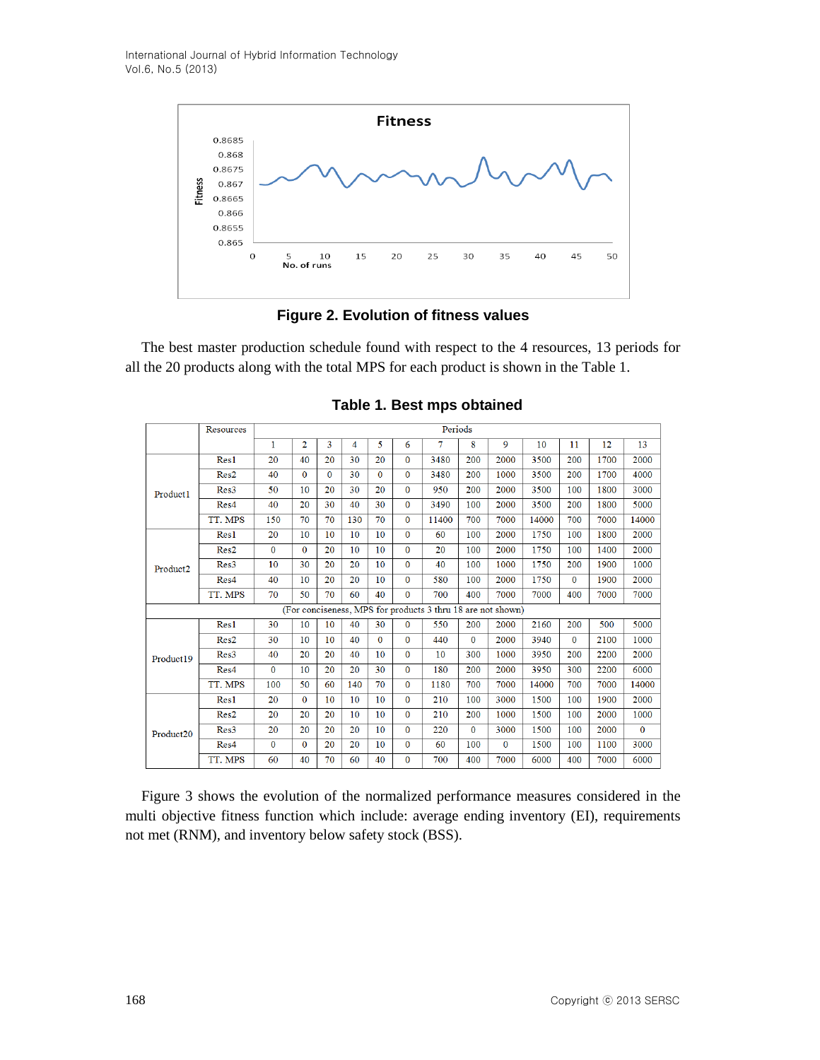Figure 2. Evolution of fitness values

The best master production schedule found with respect to the 4 resources, 13 periods for all the 20 products along with the total MPS for each product is shown in the Table 1.

**Table 1. Best mps obtained**

| | Resources | Periods | | | | | | | | | | | | |
|---|---|---|---|---|---|---|---|---|---|---|---|---|---|---|
| | | 1 | 2 | 3 | 4 | 5 | 6 | 7 | 8 | 9 | 10 | 11 | 12 | 13 |
| Product1 | Res1 | 20 | 40 | 20 | 30 | 20 | 0 | 3480 | 200 | 2000 | 3500 | 200 | 1700 | 2000 |
| | Res2 | 40 | 0 | 0 | 30 | 0 | 0 | 3480 | 200 | 1000 | 3500 | 200 | 1700 | 4000 |
| | Res3 | 50 | 10 | 20 | 30 | 20 | 0 | 950 | 200 | 2000 | 3500 | 100 | 1800 | 3000 |
| | Res4 | 40 | 20 | 30 | 40 | 30 | 0 | 3490 | 100 | 2000 | 3500 | 200 | 1800 | 5000 |
| | TT. MPS | 150 | 70 | 70 | 130 | 70 | 0 | 11400 | 700 | 7000 | 14000 | 700 | 7000 | 14000 |
| Product2 | Res1 | 20 | 10 | 10 | 10 | 10 | 0 | 60 | 100 | 2000 | 1750 | 100 | 1800 | 2000 |
| | Res2 | 0 | 0 | 20 | 10 | 10 | 0 | 20 | 100 | 2000 | 1750 | 100 | 1400 | 2000 |
| | Res3 | 10 | 30 | 20 | 20 | 10 | 0 | 40 | 100 | 1000 | 1750 | 200 | 1900 | 1000 |
| | Res4 | 40 | 10 | 20 | 20 | 10 | 0 | 580 | 100 | 2000 | 1750 | 0 | 1900 | 2000 |
| | TT. MPS | 70 | 50 | 70 | 60 | 40 | 0 | 700 | 400 | 7000 | 7000 | 400 | 7000 | 7000 |
| (For conciseness, MPS for products 3 thru 18 are not shown) | | | | | | | | | | | | | | |
| Product19 | Res1 | 30 | 10 | 10 | 40 | 30 | 0 | 550 | 200 | 2000 | 2160 | 200 | 500 | 5000 |
| | Res2 | 30 | 10 | 10 | 40 | 0 | 0 | 440 | 0 | 2000 | 3940 | 0 | 2100 | 1000 |
| | Res3 | 40 | 20 | 20 | 40 | 10 | 0 | 10 | 300 | 1000 | 3950 | 200 | 2200 | 2000 |
| | Res4 | 0 | 10 | 20 | 20 | 30 | 0 | 180 | 200 | 2000 | 3950 | 300 | 2200 | 6000 |
| | TT. MPS | 100 | 50 | 60 | 140 | 70 | 0 | 1180 | 700 | 7000 | 14000 | 700 | 7000 | 14000 |
| Product20 | Res1 | 20 | 0 | 10 | 10 | 10 | 0 | 210 | 100 | 3000 | 1500 | 100 | 1900 | 2000 |
| | Res2 | 20 | 20 | 20 | 10 | 10 | 0 | 210 | 200 | 1000 | 1500 | 100 | 2000 | 1000 |
| | Res3 | 20 | 20 | 20 | 20 | 10 | 0 | 220 | 0 | 3000 | 1500 | 100 | 2000 | 0 |
| | Res4 | 0 | 0 | 20 | 20 | 10 | 0 | 60 | 100 | 0 | 1500 | 100 | 1100 | 3000 |
| | TT. MPS | 60 | 40 | 70 | 60 | 40 | 0 | 700 | 400 | 7000 | 6000 | 400 | 7000 | 6000 |

Figure 3 shows the evolution of the normalized performance measures considered in the multi objective fitness function which include: average ending inventory (EI), requirements not met (RNM), and inventory below safety stock (BSS).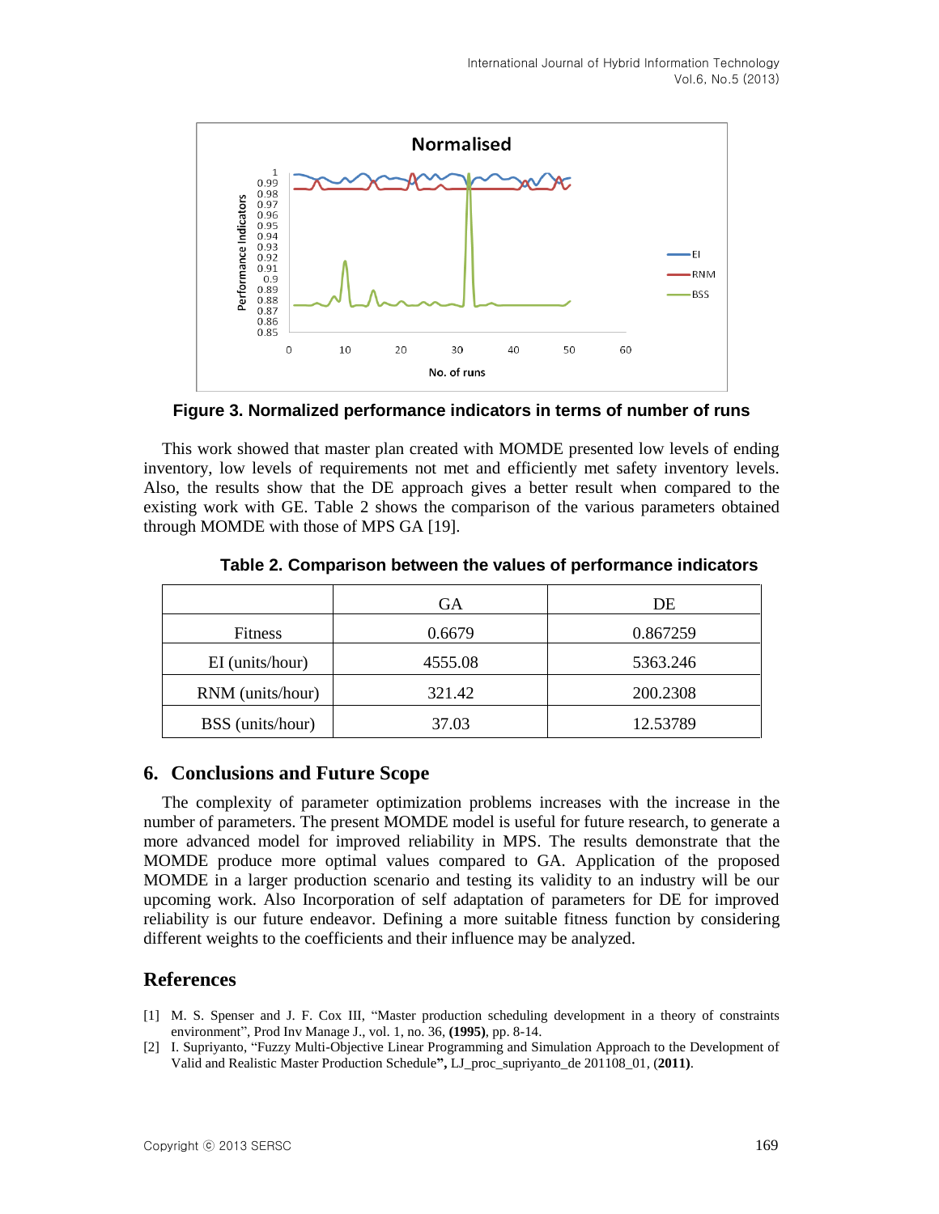Figure 3. Normalized performance indicators in terms of number of runs

This work showed that master plan created with MOMDE presented low levels of ending inventory, low levels of requirements not met and efficiently met safety inventory levels. Also, the results show that the DE approach gives a better result when compared to the existing work with GE. Table 2 shows the comparison of the various parameters obtained through MOMDE with those of MPS GA [19].

**Table 2. Comparison between the values of performance indicators**

| | GA | DE |
|---|---|---|
| Fitness | 0.6679 | 0.867259 |
| EI (units/hour) | 4555.08 | 5363.246 |
| RNM (units/hour) | 321.42 | 200.2308 |
| BSS (units/hour) | 37.03 | 12.53789 |

## 6. Conclusions and Future Scope

The complexity of parameter optimization problems increases with the increase in the number of parameters. The present MOMDE model is useful for future research, to generate a more advanced model for improved reliability in MPS. The results demonstrate that the MOMDE produce more optimal values compared to GA. Application of the proposed MOMDE in a larger production scenario and testing its validity to an industry will be our upcoming work. Also Incorporation of self adaptation of parameters for DE for improved reliability is our future endeavor. Defining a more suitable fitness function by considering different weights to the coefficients and their influence may be analyzed.

## References

[1] M. S. Spenser and J. F. Cox III, "Master production scheduling development in a theory of constraints environment", Prod Inv Manage J., vol. 1, no. 36, **(1995)**, pp. 8-14.

[2] I. Supriyanto, "Fuzzy Multi-Objective Linear Programming and Simulation Approach to the Development of Valid and Realistic Master Production Schedule**",** LJ_proc_supriyanto_de 201108_01, (**2011)**.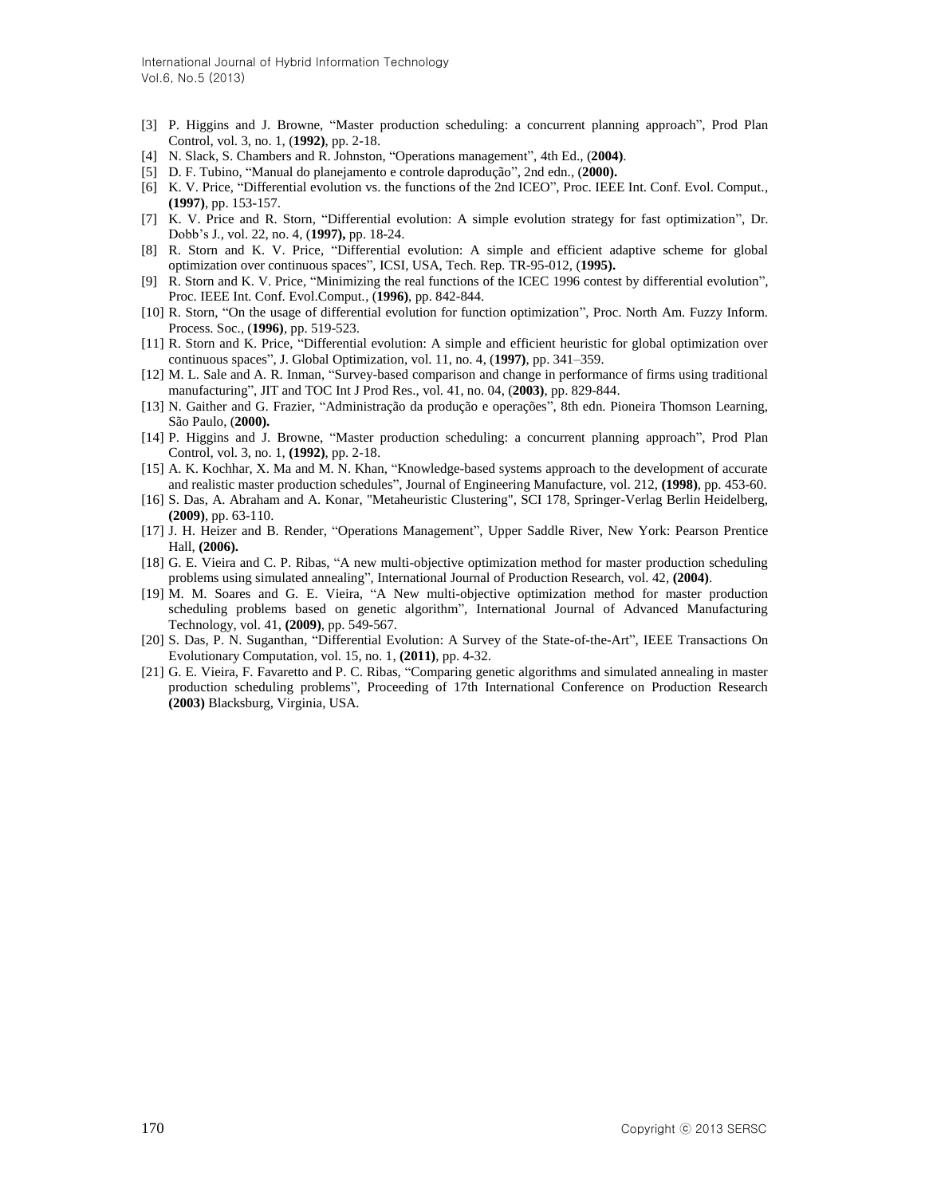[3] P. Higgins and J. Browne, "Master production scheduling: a concurrent planning approach", Prod Plan Control, vol. 3, no. 1, (**1992**), pp. 2-18.

[4] N. Slack, S. Chambers and R. Johnston, "Operations management", 4th Ed., (**2004**).

[5] D. F. Tubino, "Manual do planejamento e controle daprodução", 2nd edn., (**2000).**

[6] K. V. Price, "Differential evolution vs. the functions of the 2nd ICEO", Proc. IEEE Int. Conf. Evol. Comput., **(1997)**, pp. 153-157.

[7] K. V. Price and R. Storn, "Differential evolution: A simple evolution strategy for fast optimization", Dr. Dobb's J., vol. 22, no. 4, (**1997),** pp. 18-24.

[8] R. Storn and K. V. Price, "Differential evolution: A simple and efficient adaptive scheme for global optimization over continuous spaces", ICSI, USA, Tech. Rep. TR-95-012, (**1995).**

[9] R. Storn and K. V. Price, "Minimizing the real functions of the ICEC 1996 contest by differential evolution", Proc. IEEE Int. Conf. Evol.Comput., (**1996**), pp. 842-844.

[10] R. Storn, "On the usage of differential evolution for function optimization", Proc. North Am. Fuzzy Inform. Process. Soc., (**1996**), pp. 519-523.

[11] R. Storn and K. Price, "Differential evolution: A simple and efficient heuristic for global optimization over continuous spaces", J. Global Optimization, vol. 11, no. 4, (**1997**), pp. 341–359.

[12] M. L. Sale and A. R. Inman, "Survey-based comparison and change in performance of firms using traditional manufacturing", JIT and TOC Int J Prod Res., vol. 41, no. 04, (**2003**), pp. 829-844.

[13] N. Gaither and G. Frazier, "Administração da produção e operações", 8th edn. Pioneira Thomson Learning, São Paulo, (**2000).**

[14] P. Higgins and J. Browne, "Master production scheduling: a concurrent planning approach", Prod Plan Control, vol. 3, no. 1, **(1992)**, pp. 2-18.

[15] A. K. Kochhar, X. Ma and M. N. Khan, "Knowledge-based systems approach to the development of accurate and realistic master production schedules", Journal of Engineering Manufacture, vol. 212, **(1998)**, pp. 453-60.

[16] S. Das, A. Abraham and A. Konar, "Metaheuristic Clustering", SCI 178, Springer-Verlag Berlin Heidelberg, **(2009)**, pp. 63-110.

[17] J. H. Heizer and B. Render, "Operations Management", Upper Saddle River, New York: Pearson Prentice Hall, **(2006).**

[18] G. E. Vieira and C. P. Ribas, "A new multi-objective optimization method for master production scheduling problems using simulated annealing", International Journal of Production Research, vol. 42, **(2004)**.

[19] M. M. Soares and G. E. Vieira, "A New multi-objective optimization method for master production scheduling problems based on genetic algorithm", International Journal of Advanced Manufacturing Technology, vol. 41, **(2009)**, pp. 549-567.

[20] S. Das, P. N. Suganthan, "Differential Evolution: A Survey of the State-of-the-Art", IEEE Transactions On Evolutionary Computation, vol. 15, no. 1, **(2011)**, pp. 4-32.

[21] G. E. Vieira, F. Favaretto and P. C. Ribas, "Comparing genetic algorithms and simulated annealing in master production scheduling problems", Proceeding of 17th International Conference on Production Research **(2003)** Blacksburg, Virginia, USA.